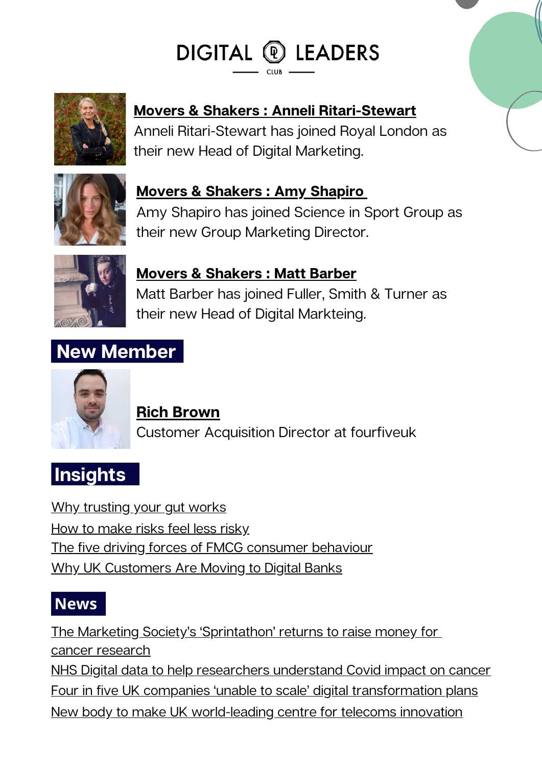# DIGITAL LEADERS CLUB

**Movers & Shakers : Anneli Ritari-Stewart**

Anneli Ritari-Stewart has joined Royal London as their new Head of Digital Marketing.

**Movers & Shakers : Amy Shapiro**

Amy Shapiro has joined Science in Sport Group as their new Group Marketing Director.

**Movers & Shakers : Matt Barber**

Matt Barber has joined Fuller, Smith & Turner as their new Head of Digital Markteing.

## New Member

**Rich Brown**

Customer Acquisition Director at fourfiveuk

## Insights

- Why trusting your gut works
- How to make risks feel less risky
- The five driving forces of FMCG consumer behaviour
- Why UK Customers Are Moving to Digital Banks

## News

- The Marketing Society's 'Sprintathon' returns to raise money for cancer research
- NHS Digital data to help researchers understand Covid impact on cancer
- Four in five UK companies 'unable to scale' digital transformation plans
- New body to make UK world-leading centre for telecoms innovation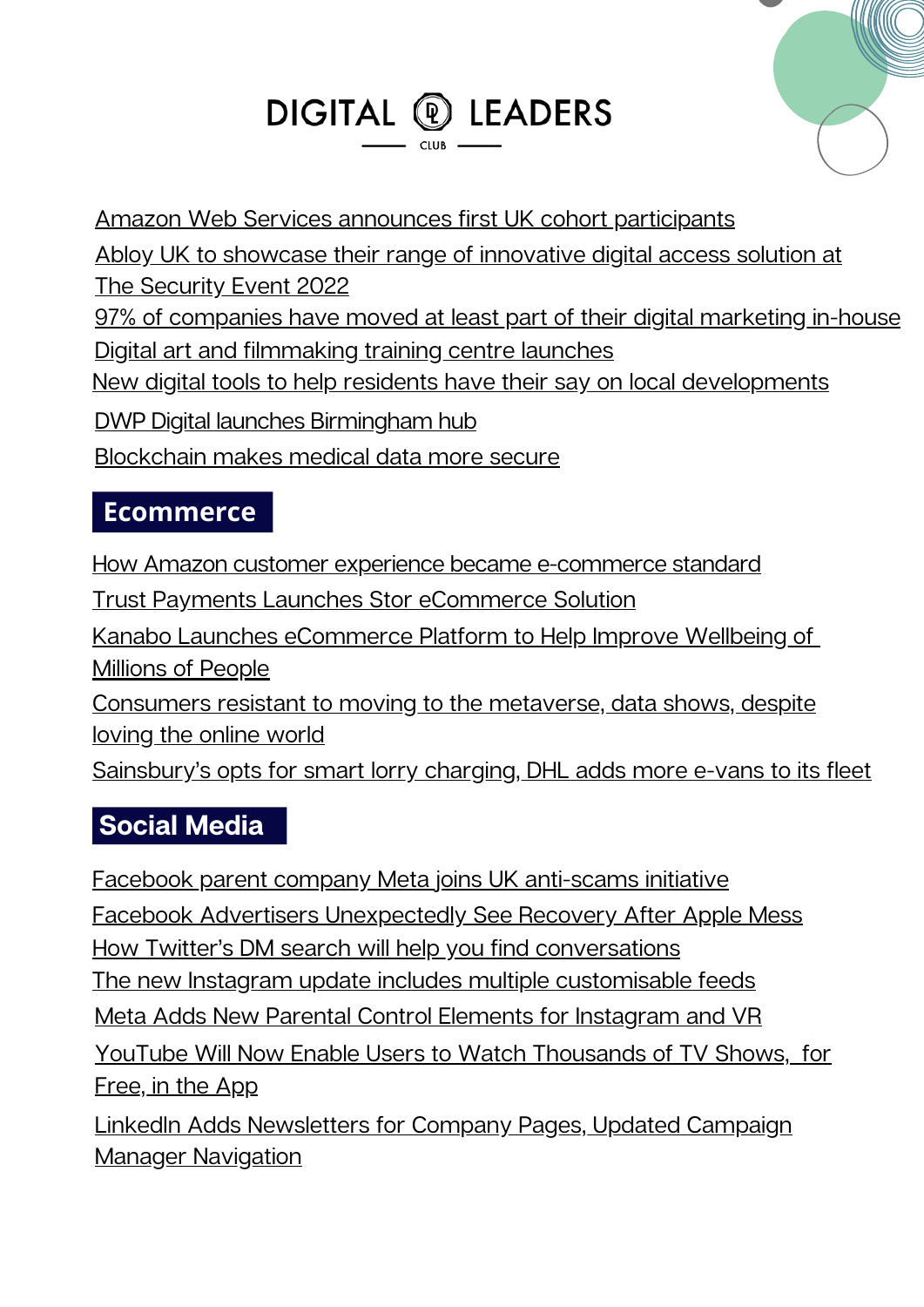# DIGITAL LEADERS CLUB

Amazon Web Services announces first UK cohort participants

Abloy UK to showcase their range of innovative digital access solution at The Security Event 2022

97% of companies have moved at least part of their digital marketing in-house

Digital art and filmmaking training centre launches

New digital tools to help residents have their say on local developments

DWP Digital launches Birmingham hub

Blockchain makes medical data more secure

## Ecommerce

How Amazon customer experience became e-commerce standard

Trust Payments Launches Stor eCommerce Solution

Kanabo Launches eCommerce Platform to Help Improve Wellbeing of Millions of People

Consumers resistant to moving to the metaverse, data shows, despite loving the online world

Sainsbury's opts for smart lorry charging, DHL adds more e-vans to its fleet

## Social Media

Facebook parent company Meta joins UK anti-scams initiative

Facebook Advertisers Unexpectedly See Recovery After Apple Mess

How Twitter's DM search will help you find conversations

The new Instagram update includes multiple customisable feeds

Meta Adds New Parental Control Elements for Instagram and VR

YouTube Will Now Enable Users to Watch Thousands of TV Shows, for Free, in the App

LinkedIn Adds Newsletters for Company Pages, Updated Campaign Manager Navigation